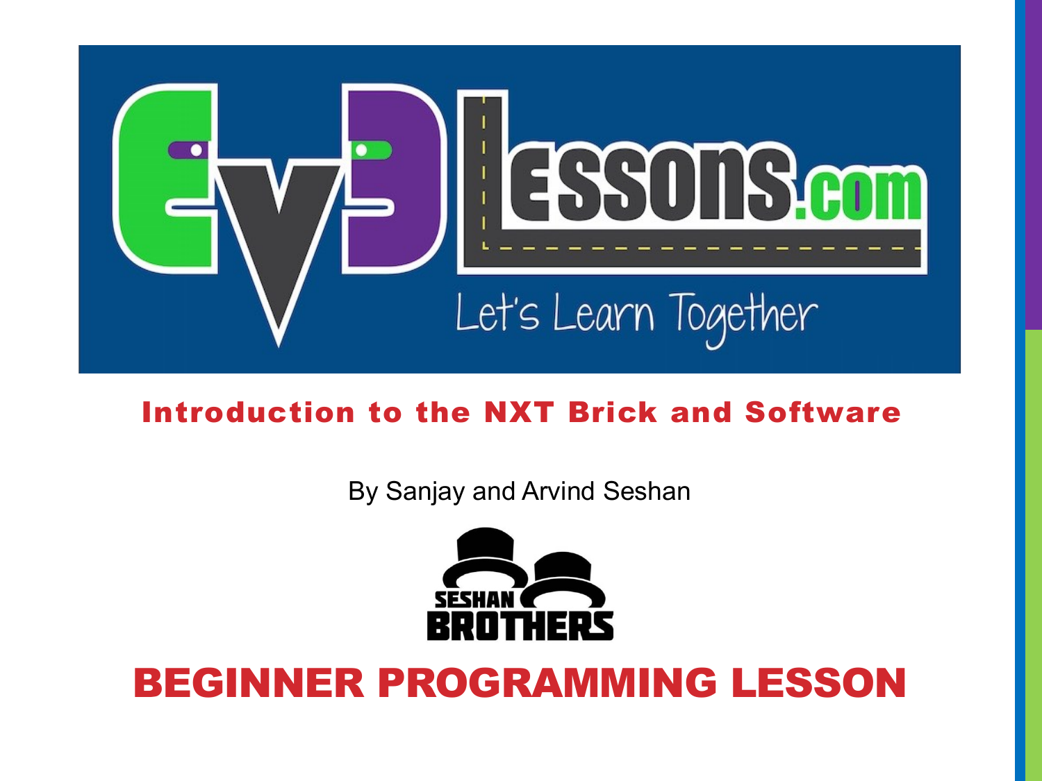# Introduction to the NXT Brick and Software

By Sanjay and Arvind Seshan

## BEGINNER PROGRAMMING LESSON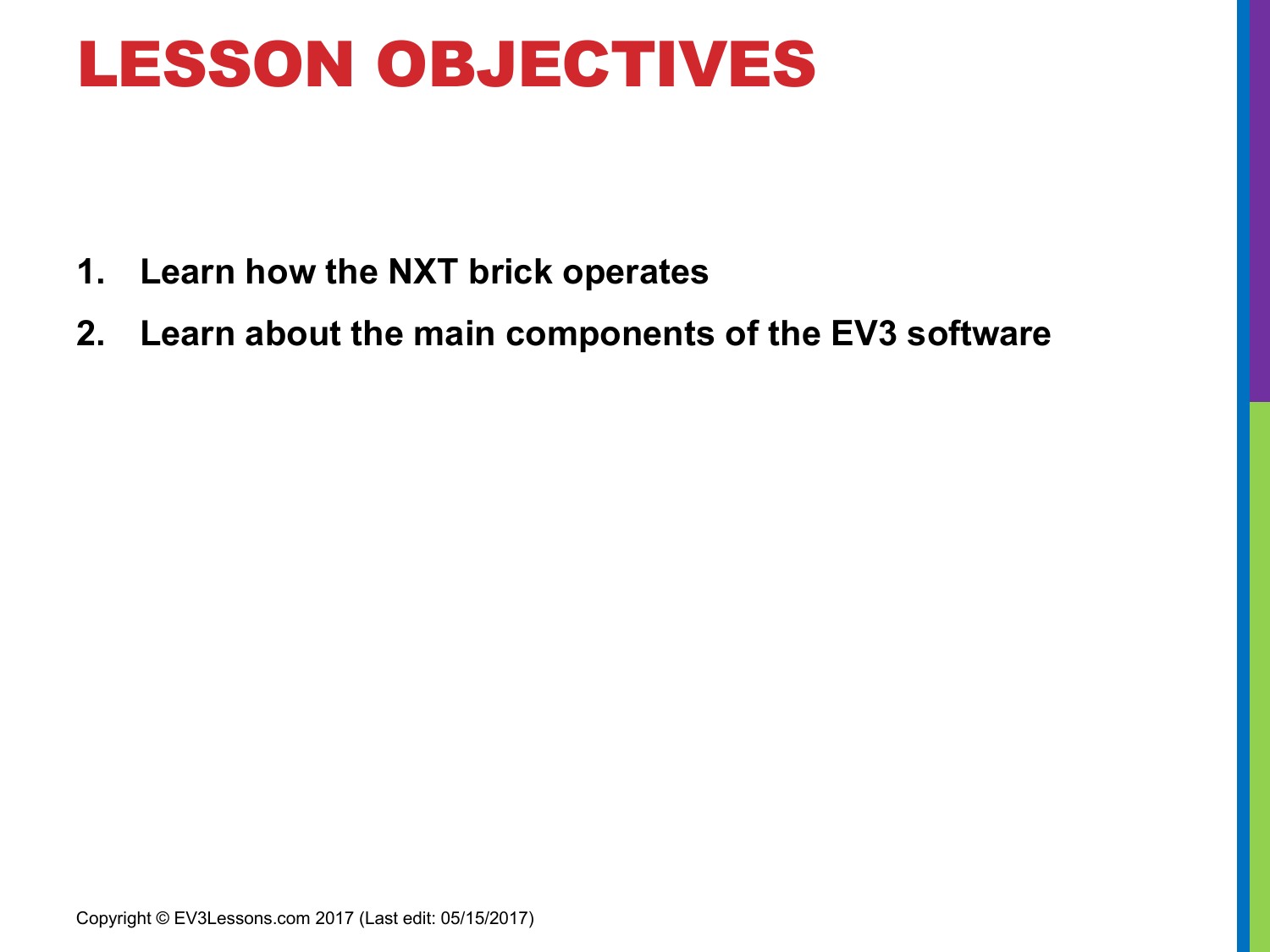# LESSON OBJECTIVES

1. **Learn how the NXT brick operates**
2. **Learn about the main components of the EV3 software**

Copyright © EV3Lessons.com 2017 (Last edit: 05/15/2017)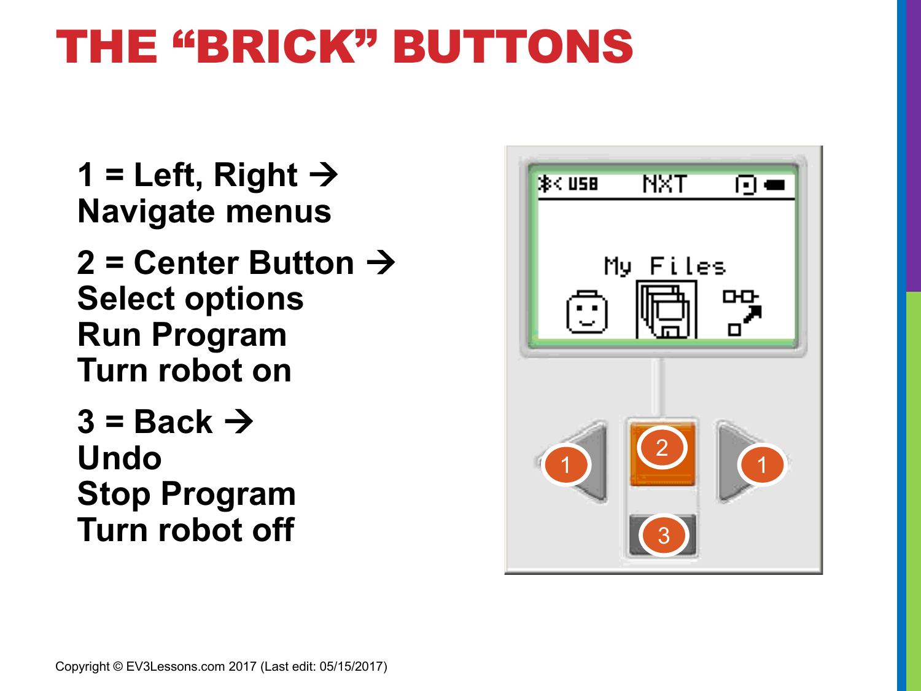# THE "BRICK" BUTTONS

1 = Left, Right →
Navigate menus

2 = Center Button →
Select options
Run Program
Turn robot on

3 = Back →
Undo
Stop Program
Turn robot off

Copyright © EV3Lessons.com 2017 (Last edit: 05/15/2017)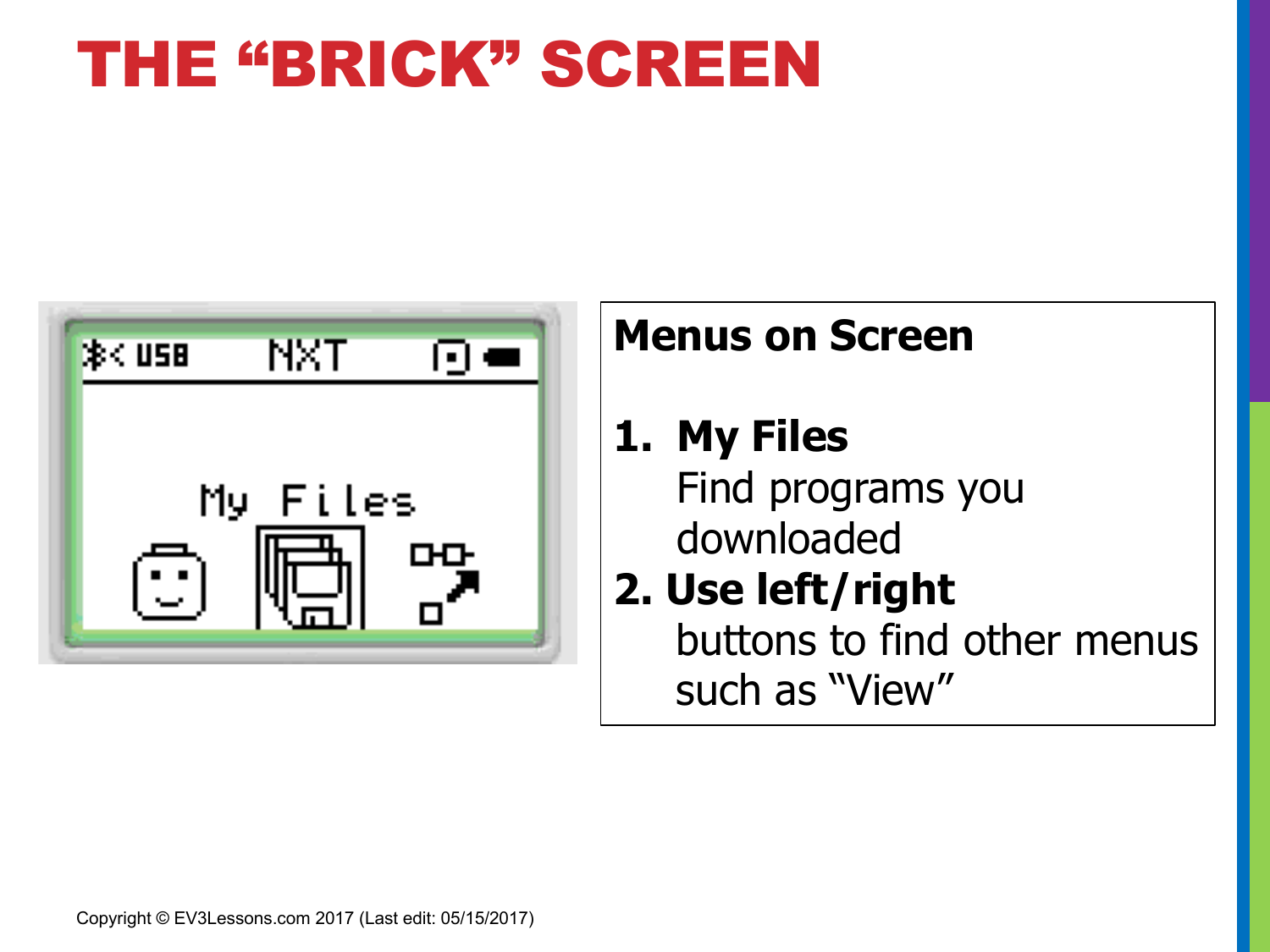# THE "BRICK" SCREEN

**Menus on Screen**

1. **My Files**
   Find programs you downloaded
2. **Use left/right**
   buttons to find other menus such as "View"

Copyright © EV3Lessons.com 2017 (Last edit: 05/15/2017)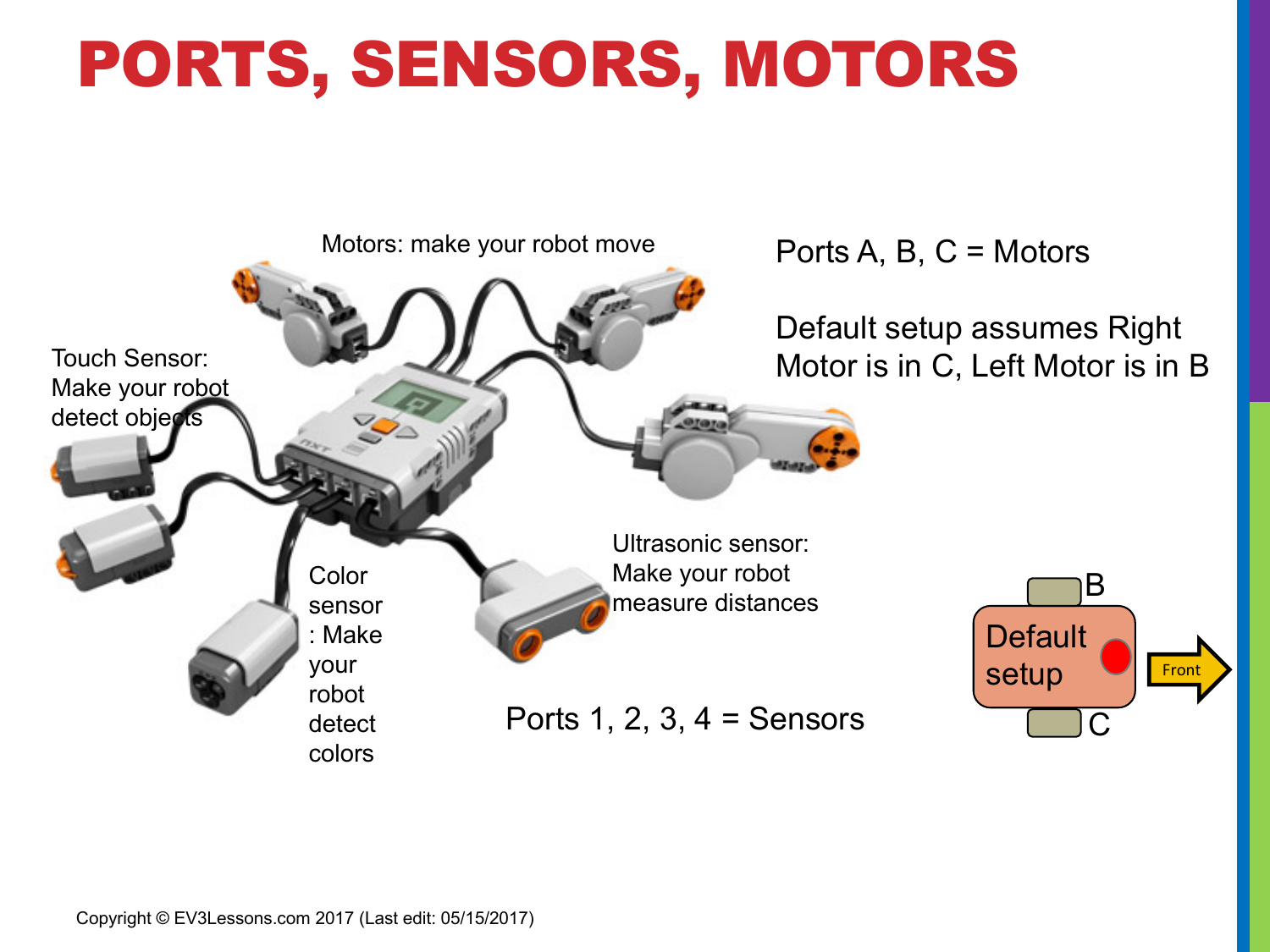# PORTS, SENSORS, MOTORS

Motors: make your robot move

Ports A, B, C = Motors

Default setup assumes Right Motor is in C, Left Motor is in B

Touch Sensor: Make your robot detect objects

Color sensor : Make your robot detect colors

Ultrasonic sensor: Make your robot measure distances

Ports 1, 2, 3, 4 = Sensors

B

Default setup

Front

C

Copyright © EV3Lessons.com 2017 (Last edit: 05/15/2017)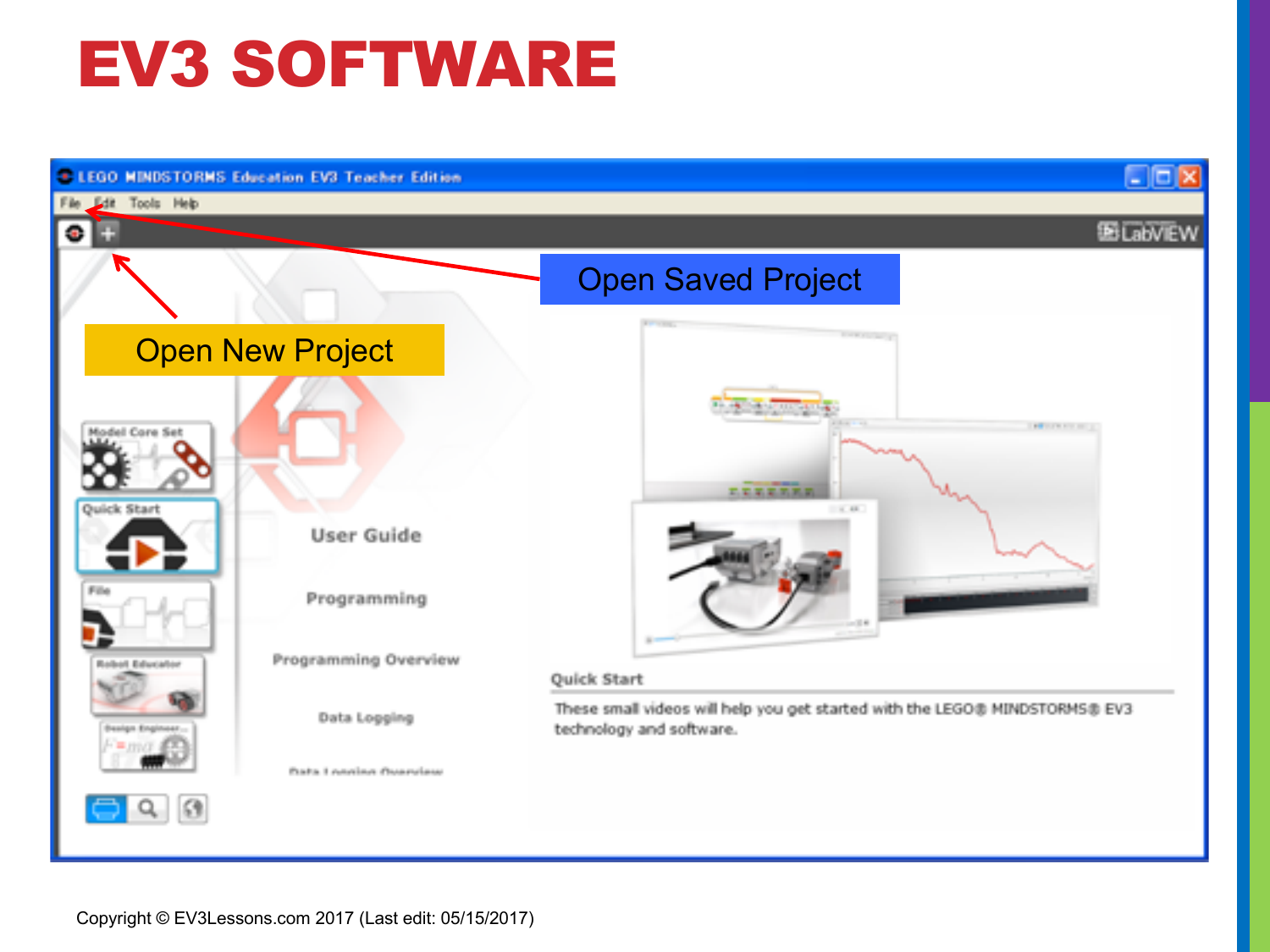# EV3 SOFTWARE

Open Saved Project

Open New Project

Copyright © EV3Lessons.com 2017 (Last edit: 05/15/2017)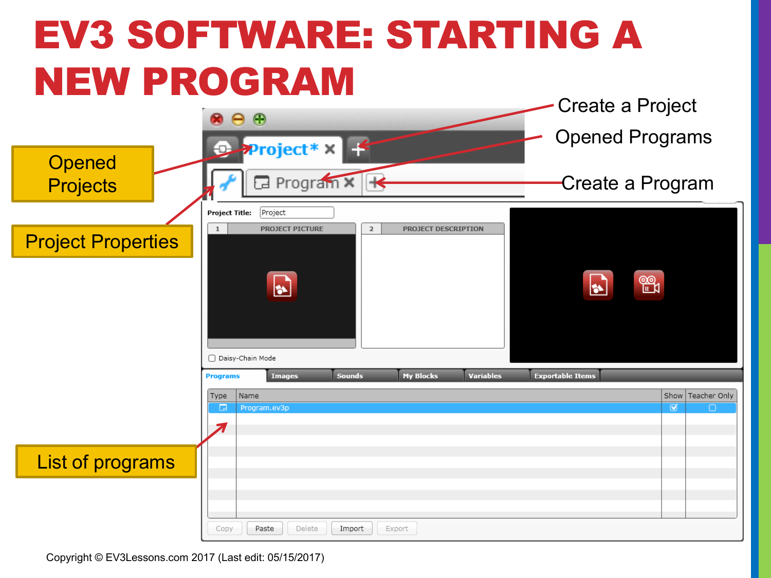# EV3 SOFTWARE: STARTING A NEW PROGRAM

Create a Project

Opened Programs

Create a Program

Opened Projects

Project Properties

List of programs

Project Title: Project

1 PROJECT PICTURE

2 PROJECT DESCRIPTION

Daisy-Chain Mode

Programs | Images | Sounds | My Blocks | Variables | Exportable Items

| Type | Name | Show | Teacher Only |
|---|---|---|---|
| | Program.ev3p | ☑ | ☐ |

Copy | Paste | Delete | Import | Export

Copyright © EV3Lessons.com 2017 (Last edit: 05/15/2017)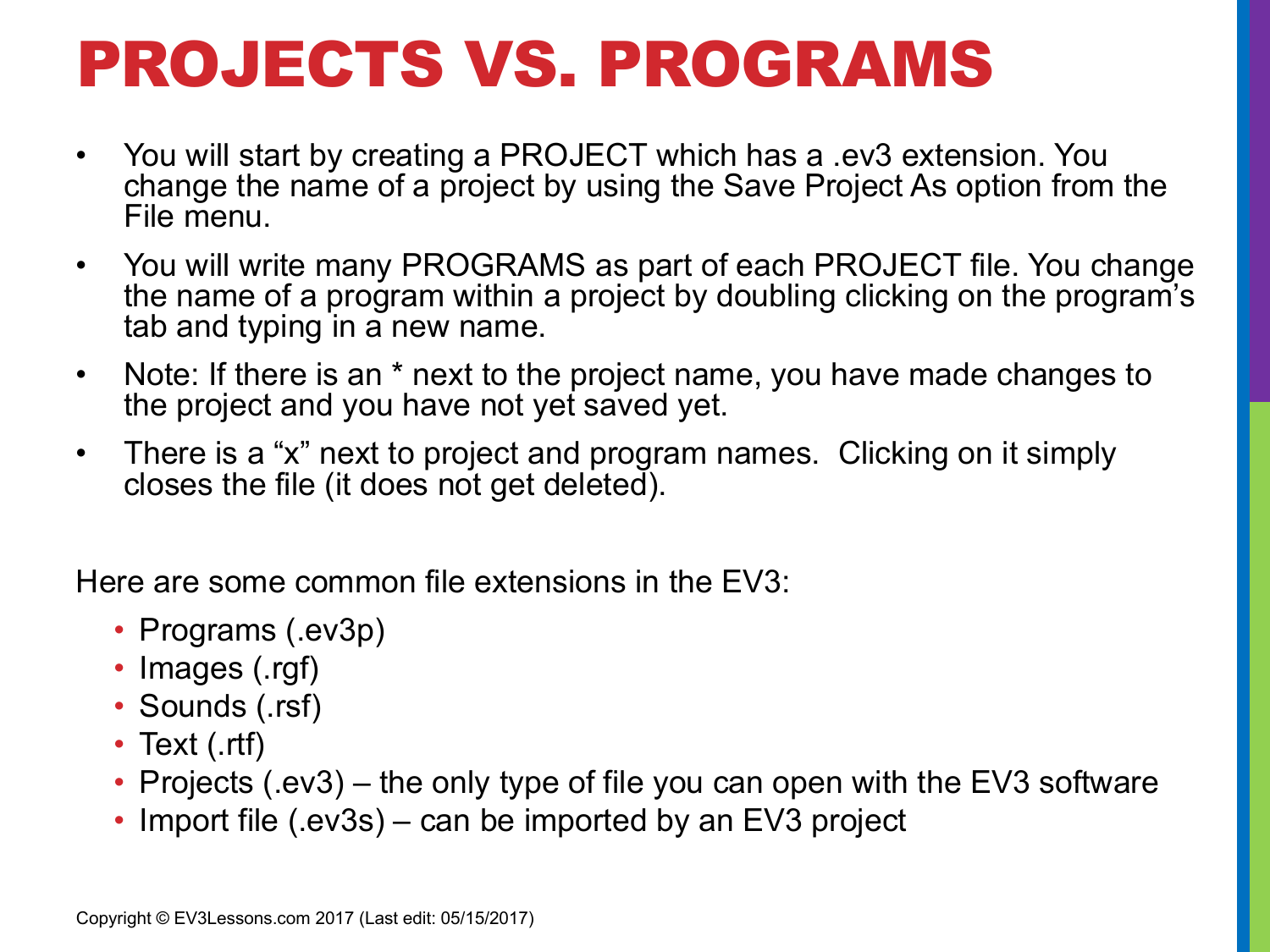# PROJECTS VS. PROGRAMS

- You will start by creating a PROJECT which has a .ev3 extension. You change the name of a project by using the Save Project As option from the File menu.
- You will write many PROGRAMS as part of each PROJECT file. You change the name of a program within a project by doubling clicking on the program's tab and typing in a new name.
- Note: If there is an * next to the project name, you have made changes to the project and you have not yet saved yet.
- There is a "x" next to project and program names. Clicking on it simply closes the file (it does not get deleted).

Here are some common file extensions in the EV3:

- Programs (.ev3p)
- Images (.rgf)
- Sounds (.rsf)
- Text (.rtf)
- Projects (.ev3) – the only type of file you can open with the EV3 software
- Import file (.ev3s) – can be imported by an EV3 project

Copyright © EV3Lessons.com 2017 (Last edit: 05/15/2017)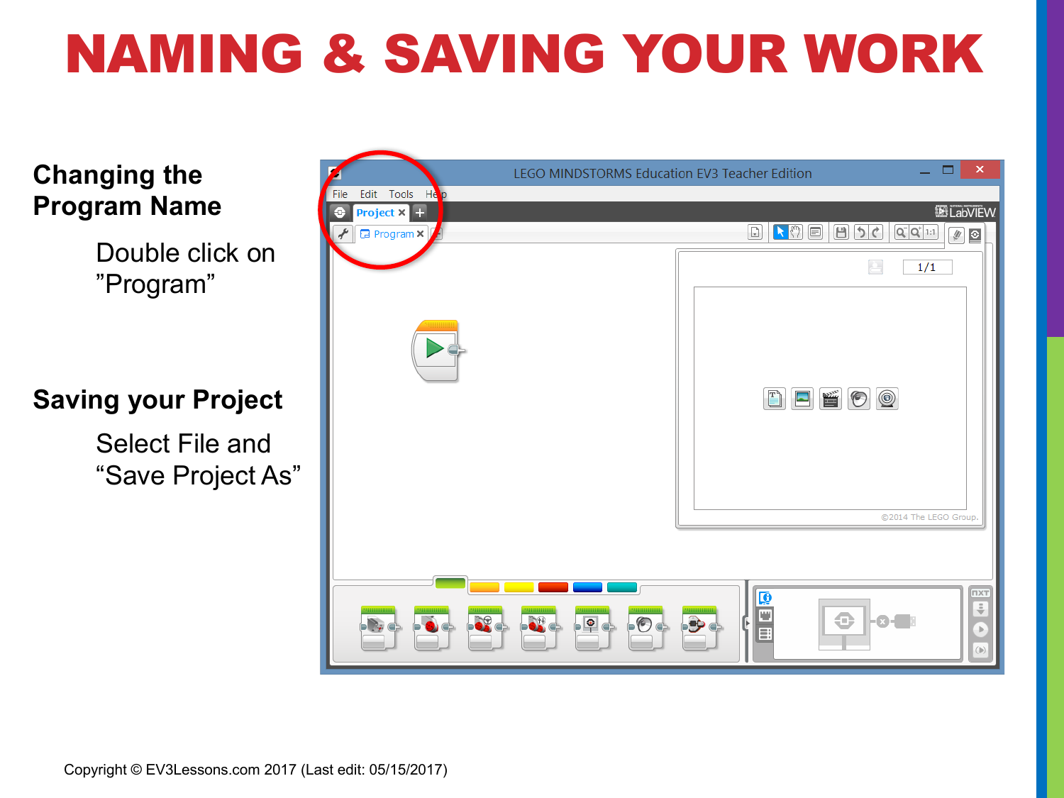# NAMING & SAVING YOUR WORK

**Changing the Program Name**

Double click on ”Program”

**Saving your Project**

Select File and “Save Project As”

Copyright © EV3Lessons.com 2017 (Last edit: 05/15/2017)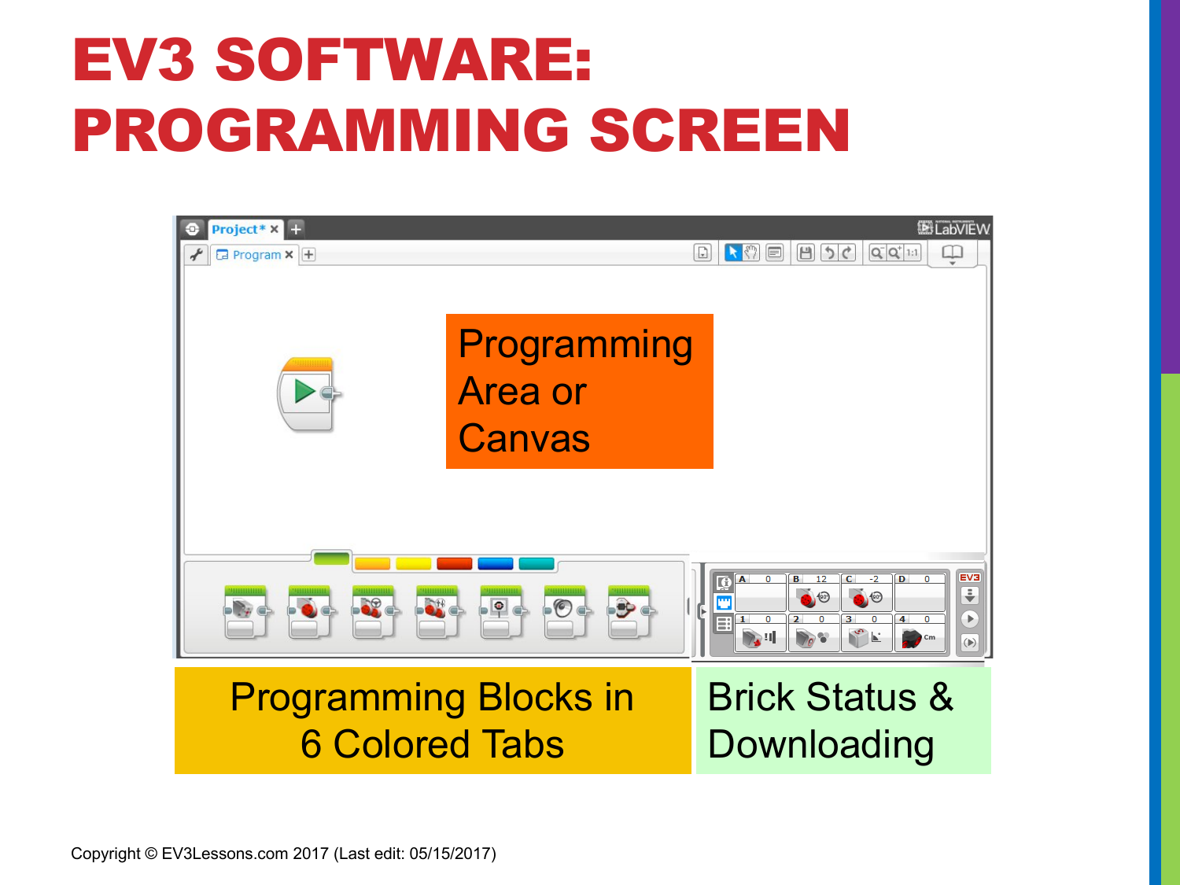# EV3 SOFTWARE: PROGRAMMING SCREEN

Programming Area or Canvas

Programming Blocks in 6 Colored Tabs

Brick Status & Downloading

Copyright © EV3Lessons.com 2017 (Last edit: 05/15/2017)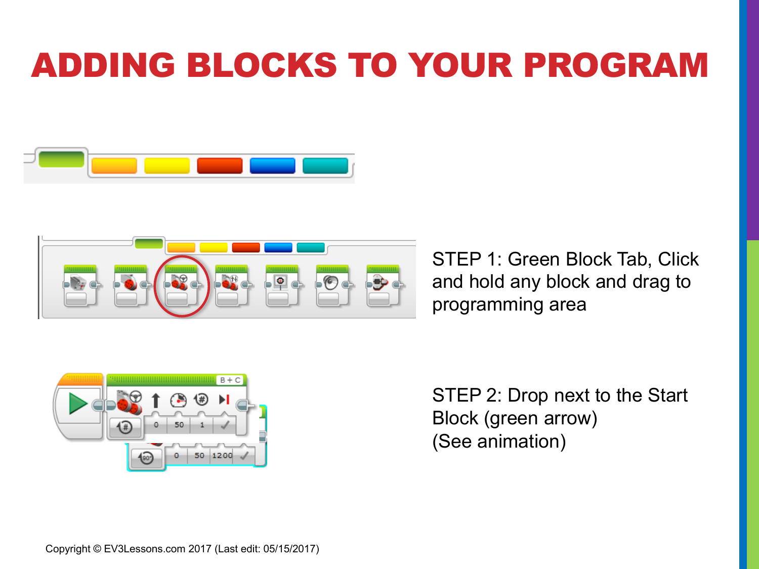# ADDING BLOCKS TO YOUR PROGRAM

STEP 1: Green Block Tab, Click and hold any block and drag to programming area

STEP 2: Drop next to the Start Block (green arrow)
(See animation)

Copyright © EV3Lessons.com 2017 (Last edit: 05/15/2017)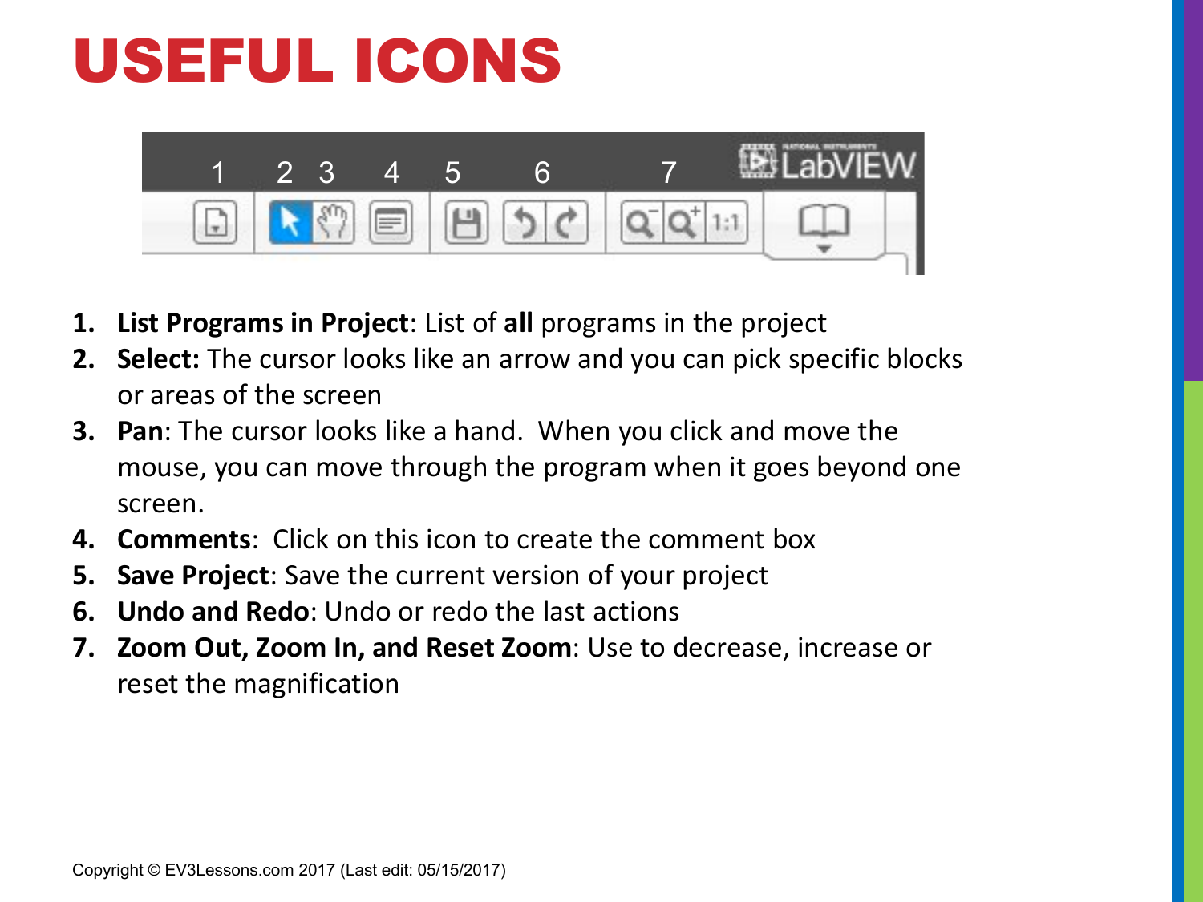# USEFUL ICONS

1. **List Programs in Project**: List of **all** programs in the project
2. **Select:** The cursor looks like an arrow and you can pick specific blocks or areas of the screen
3. **Pan**: The cursor looks like a hand.  When you click and move the mouse, you can move through the program when it goes beyond one screen.
4. **Comments**:  Click on this icon to create the comment box
5. **Save Project**: Save the current version of your project
6. **Undo and Redo**: Undo or redo the last actions
7. **Zoom Out, Zoom In, and Reset Zoom**: Use to decrease, increase or reset the magnification

Copyright © EV3Lessons.com 2017 (Last edit: 05/15/2017)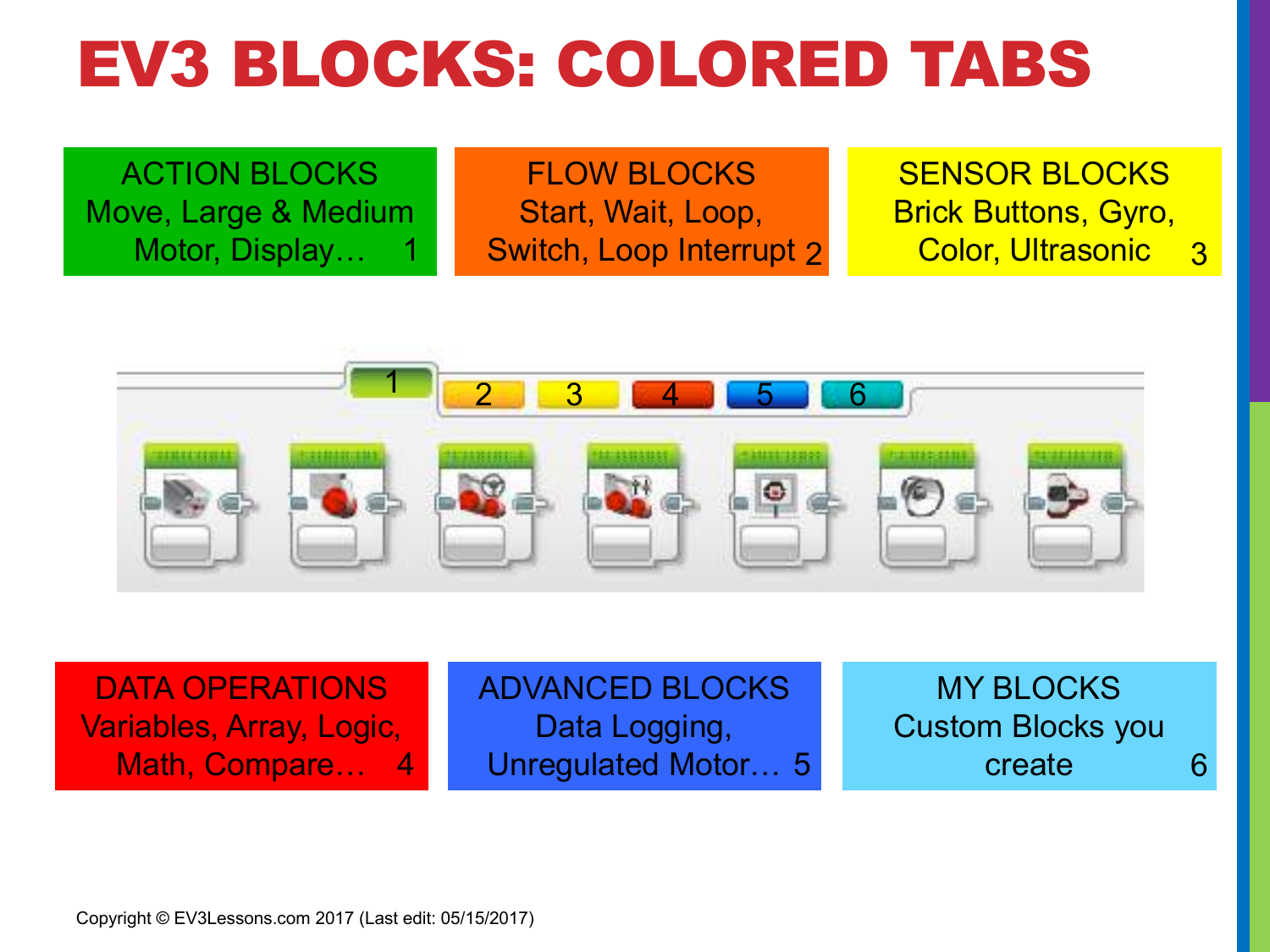# EV3 BLOCKS: COLORED TABS

**ACTION BLOCKS** 1
Move, Large & Medium Motor, Display…

**FLOW BLOCKS** 2
Start, Wait, Loop, Switch, Loop Interrupt

**SENSOR BLOCKS** 3
Brick Buttons, Gyro, Color, Ultrasonic

**DATA OPERATIONS** 4
Variables, Array, Logic, Math, Compare…

**ADVANCED BLOCKS** 5
Data Logging, Unregulated Motor…

**MY BLOCKS** 6
Custom Blocks you create

Copyright © EV3Lessons.com 2017 (Last edit: 05/15/2017)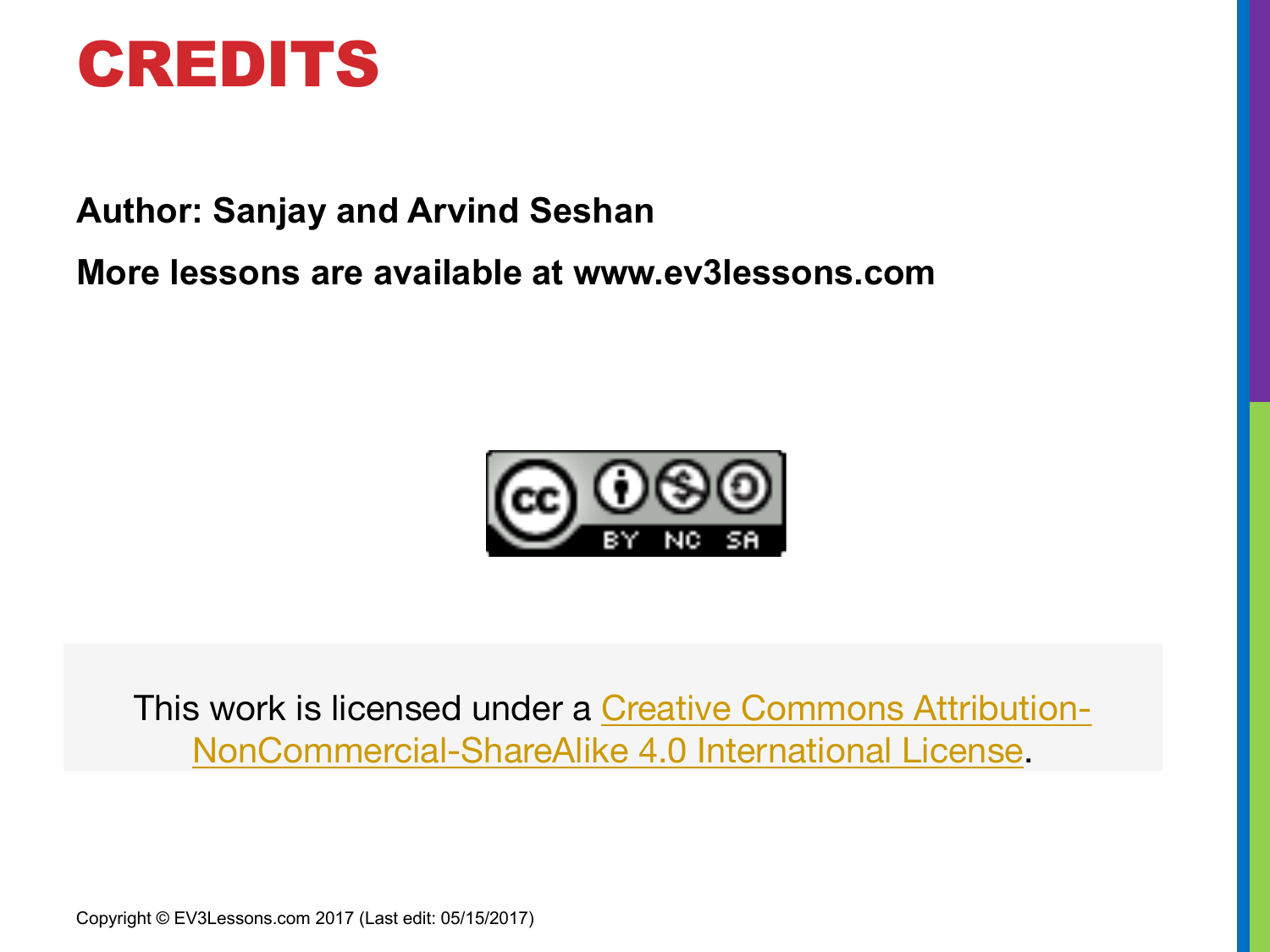# CREDITS

**Author: Sanjay and Arvind Seshan**

**More lessons are available at www.ev3lessons.com**

This work is licensed under a Creative Commons Attribution-NonCommercial-ShareAlike 4.0 International License.

Copyright © EV3Lessons.com 2017 (Last edit: 05/15/2017)